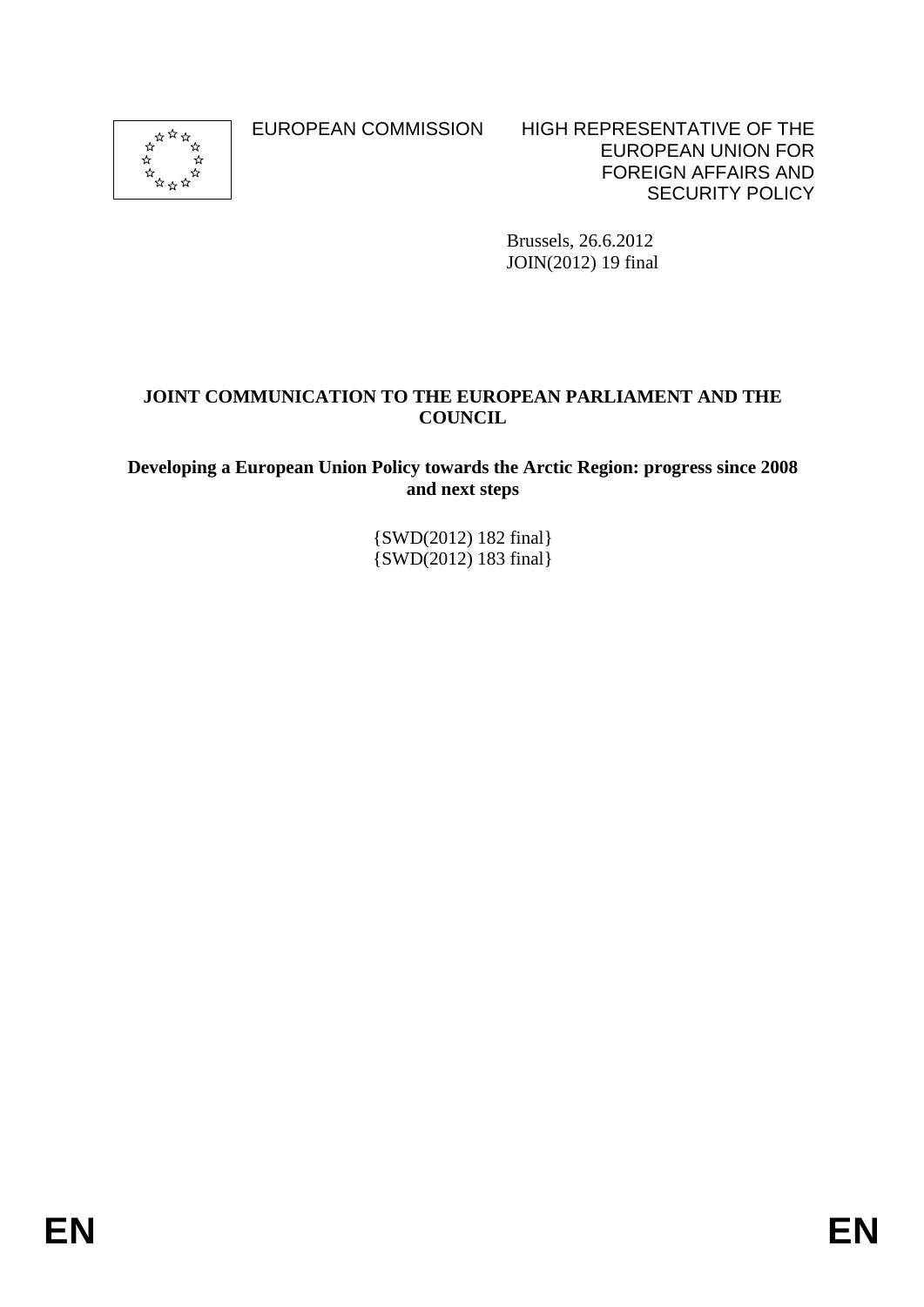EUROPEAN COMMISSION

HIGH REPRESENTATIVE OF THE EUROPEAN UNION FOR FOREIGN AFFAIRS AND SECURITY POLICY

Brussels, 26.6.2012
JOIN(2012) 19 final

**JOINT COMMUNICATION TO THE EUROPEAN PARLIAMENT AND THE COUNCIL**

**Developing a European Union Policy towards the Arctic Region: progress since 2008 and next steps**

{SWD(2012) 182 final}
{SWD(2012) 183 final}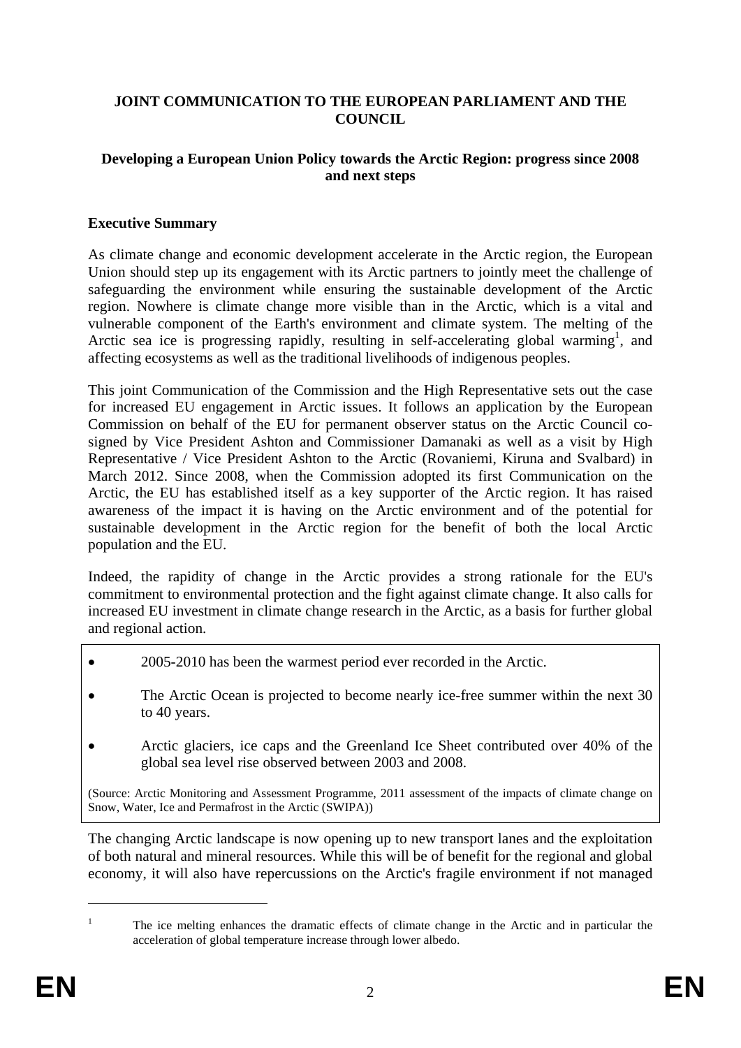**JOINT COMMUNICATION TO THE EUROPEAN PARLIAMENT AND THE COUNCIL**

**Developing a European Union Policy towards the Arctic Region: progress since 2008 and next steps**

## Executive Summary

As climate change and economic development accelerate in the Arctic region, the European Union should step up its engagement with its Arctic partners to jointly meet the challenge of safeguarding the environment while ensuring the sustainable development of the Arctic region. Nowhere is climate change more visible than in the Arctic, which is a vital and vulnerable component of the Earth's environment and climate system. The melting of the Arctic sea ice is progressing rapidly, resulting in self-accelerating global warming[1], and affecting ecosystems as well as the traditional livelihoods of indigenous peoples.

This joint Communication of the Commission and the High Representative sets out the case for increased EU engagement in Arctic issues. It follows an application by the European Commission on behalf of the EU for permanent observer status on the Arctic Council co-signed by Vice President Ashton and Commissioner Damanaki as well as a visit by High Representative / Vice President Ashton to the Arctic (Rovaniemi, Kiruna and Svalbard) in March 2012. Since 2008, when the Commission adopted its first Communication on the Arctic, the EU has established itself as a key supporter of the Arctic region. It has raised awareness of the impact it is having on the Arctic environment and of the potential for sustainable development in the Arctic region for the benefit of both the local Arctic population and the EU.

Indeed, the rapidity of change in the Arctic provides a strong rationale for the EU's commitment to environmental protection and the fight against climate change. It also calls for increased EU investment in climate change research in the Arctic, as a basis for further global and regional action.

- 2005-2010 has been the warmest period ever recorded in the Arctic.
- The Arctic Ocean is projected to become nearly ice-free summer within the next 30 to 40 years.
- Arctic glaciers, ice caps and the Greenland Ice Sheet contributed over 40% of the global sea level rise observed between 2003 and 2008.

(Source: Arctic Monitoring and Assessment Programme, 2011 assessment of the impacts of climate change on Snow, Water, Ice and Permafrost in the Arctic (SWIPA))

The changing Arctic landscape is now opening up to new transport lanes and the exploitation of both natural and mineral resources. While this will be of benefit for the regional and global economy, it will also have repercussions on the Arctic's fragile environment if not managed

[1] The ice melting enhances the dramatic effects of climate change in the Arctic and in particular the acceleration of global temperature increase through lower albedo.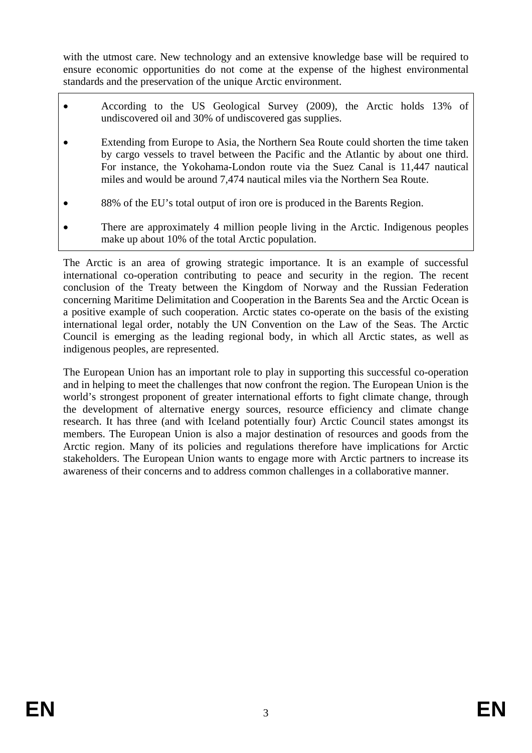with the utmost care. New technology and an extensive knowledge base will be required to ensure economic opportunities do not come at the expense of the highest environmental standards and the preservation of the unique Arctic environment.

- According to the US Geological Survey (2009), the Arctic holds 13% of undiscovered oil and 30% of undiscovered gas supplies.
- Extending from Europe to Asia, the Northern Sea Route could shorten the time taken by cargo vessels to travel between the Pacific and the Atlantic by about one third. For instance, the Yokohama-London route via the Suez Canal is 11,447 nautical miles and would be around 7,474 nautical miles via the Northern Sea Route.
- 88% of the EU's total output of iron ore is produced in the Barents Region.
- There are approximately 4 million people living in the Arctic. Indigenous peoples make up about 10% of the total Arctic population.

The Arctic is an area of growing strategic importance. It is an example of successful international co-operation contributing to peace and security in the region. The recent conclusion of the Treaty between the Kingdom of Norway and the Russian Federation concerning Maritime Delimitation and Cooperation in the Barents Sea and the Arctic Ocean is a positive example of such cooperation. Arctic states co-operate on the basis of the existing international legal order, notably the UN Convention on the Law of the Seas. The Arctic Council is emerging as the leading regional body, in which all Arctic states, as well as indigenous peoples, are represented.

The European Union has an important role to play in supporting this successful co-operation and in helping to meet the challenges that now confront the region. The European Union is the world's strongest proponent of greater international efforts to fight climate change, through the development of alternative energy sources, resource efficiency and climate change research. It has three (and with Iceland potentially four) Arctic Council states amongst its members. The European Union is also a major destination of resources and goods from the Arctic region. Many of its policies and regulations therefore have implications for Arctic stakeholders. The European Union wants to engage more with Arctic partners to increase its awareness of their concerns and to address common challenges in a collaborative manner.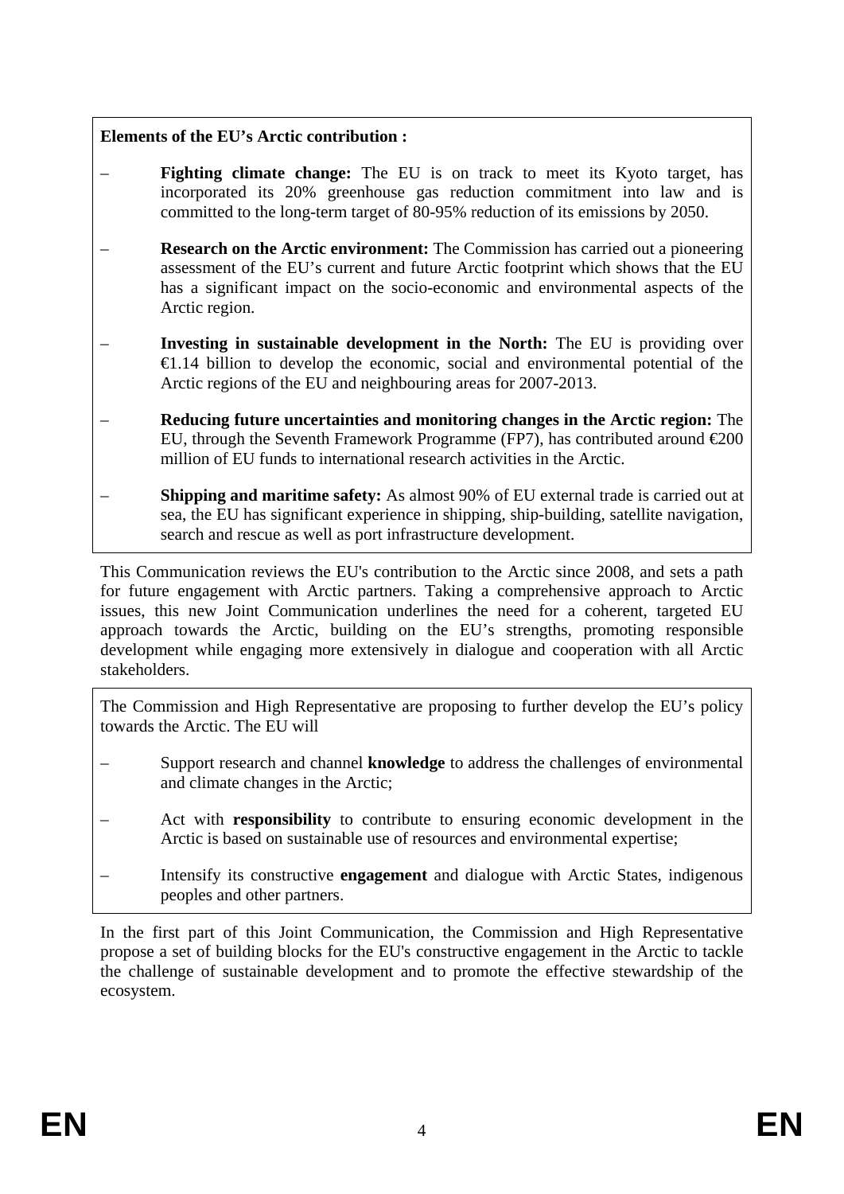**Elements of the EU's Arctic contribution :**

- **Fighting climate change:** The EU is on track to meet its Kyoto target, has incorporated its 20% greenhouse gas reduction commitment into law and is committed to the long-term target of 80-95% reduction of its emissions by 2050.
- **Research on the Arctic environment:** The Commission has carried out a pioneering assessment of the EU's current and future Arctic footprint which shows that the EU has a significant impact on the socio-economic and environmental aspects of the Arctic region.
- **Investing in sustainable development in the North:** The EU is providing over €1.14 billion to develop the economic, social and environmental potential of the Arctic regions of the EU and neighbouring areas for 2007-2013.
- **Reducing future uncertainties and monitoring changes in the Arctic region:** The EU, through the Seventh Framework Programme (FP7), has contributed around €200 million of EU funds to international research activities in the Arctic.
- **Shipping and maritime safety:** As almost 90% of EU external trade is carried out at sea, the EU has significant experience in shipping, ship-building, satellite navigation, search and rescue as well as port infrastructure development.

This Communication reviews the EU's contribution to the Arctic since 2008, and sets a path for future engagement with Arctic partners. Taking a comprehensive approach to Arctic issues, this new Joint Communication underlines the need for a coherent, targeted EU approach towards the Arctic, building on the EU's strengths, promoting responsible development while engaging more extensively in dialogue and cooperation with all Arctic stakeholders.

The Commission and High Representative are proposing to further develop the EU's policy towards the Arctic. The EU will

- Support research and channel **knowledge** to address the challenges of environmental and climate changes in the Arctic;
- Act with **responsibility** to contribute to ensuring economic development in the Arctic is based on sustainable use of resources and environmental expertise;
- Intensify its constructive **engagement** and dialogue with Arctic States, indigenous peoples and other partners.

In the first part of this Joint Communication, the Commission and High Representative propose a set of building blocks for the EU's constructive engagement in the Arctic to tackle the challenge of sustainable development and to promote the effective stewardship of the ecosystem.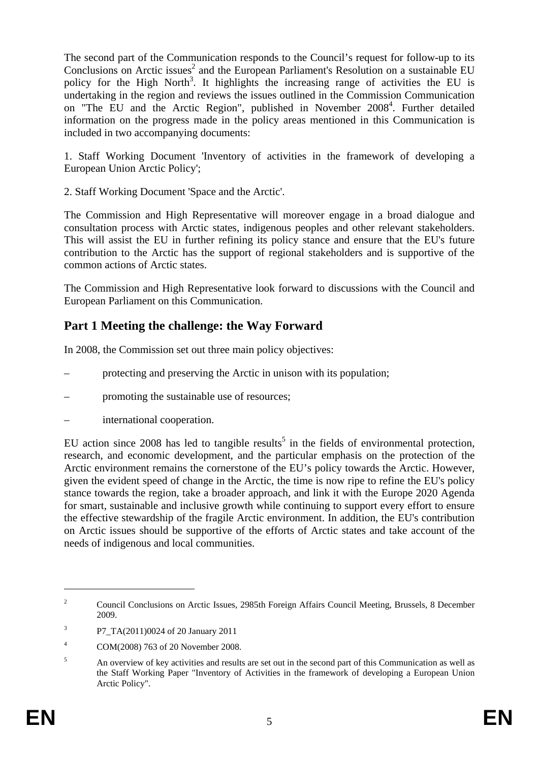The second part of the Communication responds to the Council's request for follow-up to its Conclusions on Arctic issues[2] and the European Parliament's Resolution on a sustainable EU policy for the High North[3]. It highlights the increasing range of activities the EU is undertaking in the region and reviews the issues outlined in the Commission Communication on "The EU and the Arctic Region", published in November 2008[4]. Further detailed information on the progress made in the policy areas mentioned in this Communication is included in two accompanying documents:

1. Staff Working Document 'Inventory of activities in the framework of developing a European Union Arctic Policy';

2. Staff Working Document 'Space and the Arctic'.

The Commission and High Representative will moreover engage in a broad dialogue and consultation process with Arctic states, indigenous peoples and other relevant stakeholders. This will assist the EU in further refining its policy stance and ensure that the EU's future contribution to the Arctic has the support of regional stakeholders and is supportive of the common actions of Arctic states.

The Commission and High Representative look forward to discussions with the Council and European Parliament on this Communication.

## Part 1 Meeting the challenge: the Way Forward

In 2008, the Commission set out three main policy objectives:

- protecting and preserving the Arctic in unison with its population;
- promoting the sustainable use of resources;
- international cooperation.

EU action since 2008 has led to tangible results[5] in the fields of environmental protection, research, and economic development, and the particular emphasis on the protection of the Arctic environment remains the cornerstone of the EU's policy towards the Arctic. However, given the evident speed of change in the Arctic, the time is now ripe to refine the EU's policy stance towards the region, take a broader approach, and link it with the Europe 2020 Agenda for smart, sustainable and inclusive growth while continuing to support every effort to ensure the effective stewardship of the fragile Arctic environment. In addition, the EU's contribution on Arctic issues should be supportive of the efforts of Arctic states and take account of the needs of indigenous and local communities.

---

[2] Council Conclusions on Arctic Issues, 2985th Foreign Affairs Council Meeting, Brussels, 8 December 2009.

[3] P7_TA(2011)0024 of 20 January 2011

[4] COM(2008) 763 of 20 November 2008.

[5] An overview of key activities and results are set out in the second part of this Communication as well as the Staff Working Paper "Inventory of Activities in the framework of developing a European Union Arctic Policy".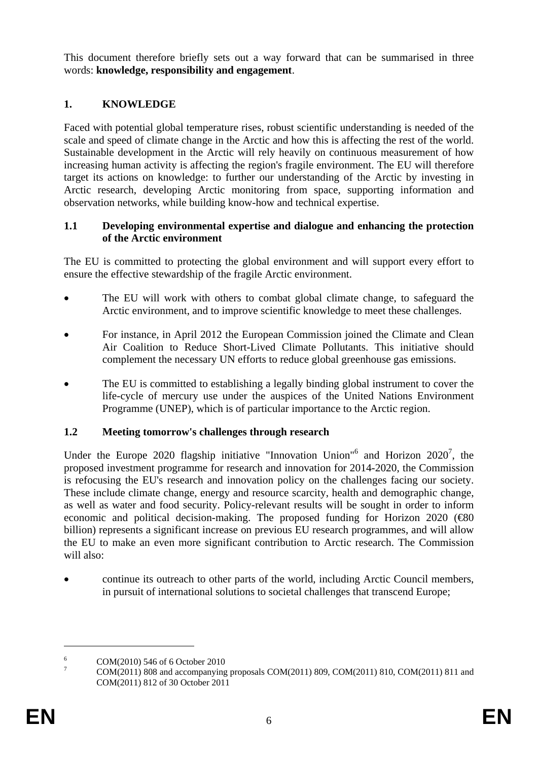This document therefore briefly sets out a way forward that can be summarised in three words: **knowledge, responsibility and engagement**.

## 1. KNOWLEDGE

Faced with potential global temperature rises, robust scientific understanding is needed of the scale and speed of climate change in the Arctic and how this is affecting the rest of the world. Sustainable development in the Arctic will rely heavily on continuous measurement of how increasing human activity is affecting the region's fragile environment. The EU will therefore target its actions on knowledge: to further our understanding of the Arctic by investing in Arctic research, developing Arctic monitoring from space, supporting information and observation networks, while building know-how and technical expertise.

### 1.1 Developing environmental expertise and dialogue and enhancing the protection of the Arctic environment

The EU is committed to protecting the global environment and will support every effort to ensure the effective stewardship of the fragile Arctic environment.

- The EU will work with others to combat global climate change, to safeguard the Arctic environment, and to improve scientific knowledge to meet these challenges.
- For instance, in April 2012 the European Commission joined the Climate and Clean Air Coalition to Reduce Short-Lived Climate Pollutants. This initiative should complement the necessary UN efforts to reduce global greenhouse gas emissions.
- The EU is committed to establishing a legally binding global instrument to cover the life-cycle of mercury use under the auspices of the United Nations Environment Programme (UNEP), which is of particular importance to the Arctic region.

### 1.2 Meeting tomorrow's challenges through research

Under the Europe 2020 flagship initiative "Innovation Union"[6] and Horizon 2020[7], the proposed investment programme for research and innovation for 2014-2020, the Commission is refocusing the EU's research and innovation policy on the challenges facing our society. These include climate change, energy and resource scarcity, health and demographic change, as well as water and food security. Policy-relevant results will be sought in order to inform economic and political decision-making. The proposed funding for Horizon 2020 (€80 billion) represents a significant increase on previous EU research programmes, and will allow the EU to make an even more significant contribution to Arctic research. The Commission will also:

- continue its outreach to other parts of the world, including Arctic Council members, in pursuit of international solutions to societal challenges that transcend Europe;

---

[6] COM(2010) 546 of 6 October 2010

[7] COM(2011) 808 and accompanying proposals COM(2011) 809, COM(2011) 810, COM(2011) 811 and COM(2011) 812 of 30 October 2011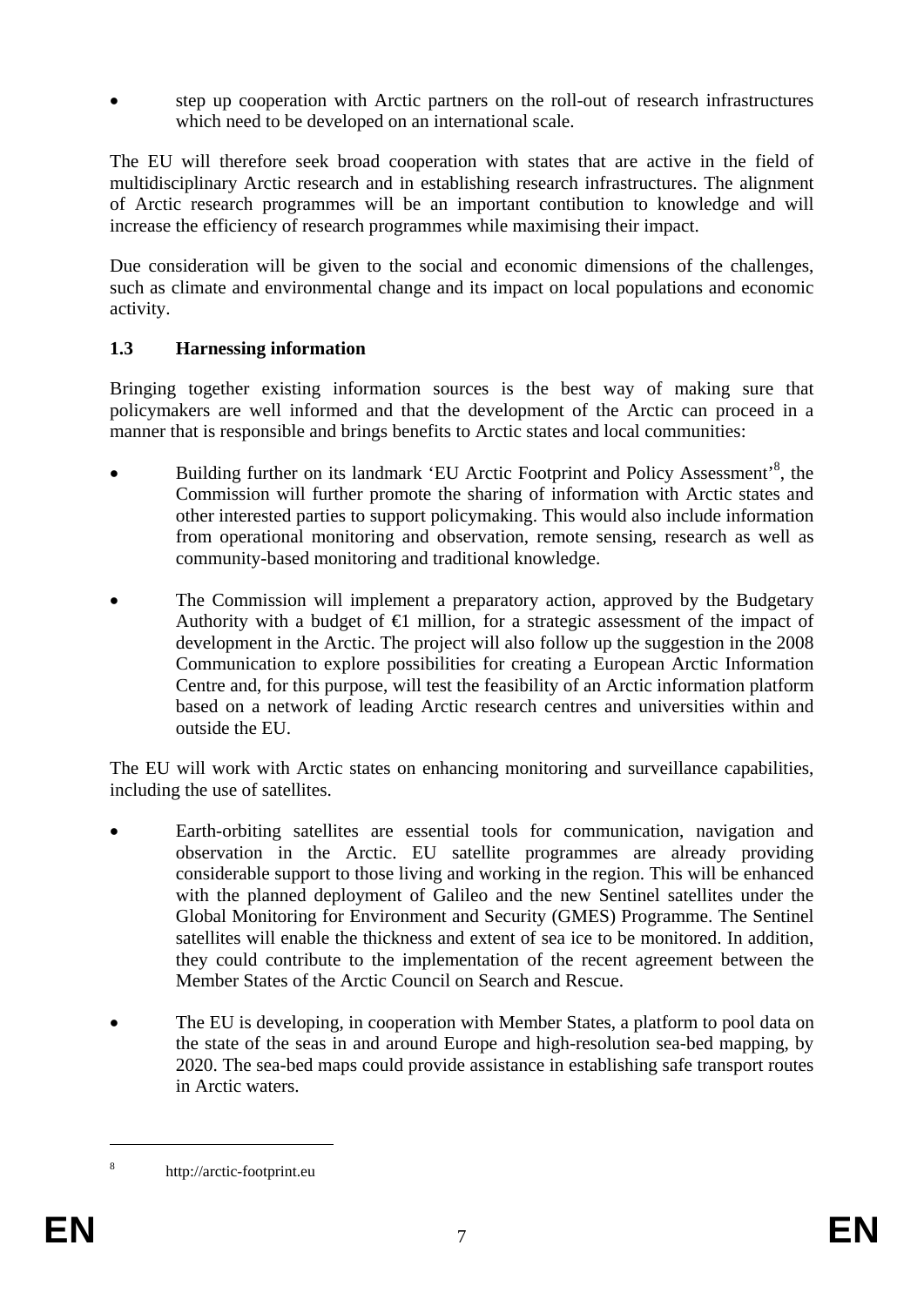- step up cooperation with Arctic partners on the roll-out of research infrastructures which need to be developed on an international scale.

The EU will therefore seek broad cooperation with states that are active in the field of multidisciplinary Arctic research and in establishing research infrastructures. The alignment of Arctic research programmes will be an important contibution to knowledge and will increase the efficiency of research programmes while maximising their impact.

Due consideration will be given to the social and economic dimensions of the challenges, such as climate and environmental change and its impact on local populations and economic activity.

### 1.3 Harnessing information

Bringing together existing information sources is the best way of making sure that policymakers are well informed and that the development of the Arctic can proceed in a manner that is responsible and brings benefits to Arctic states and local communities:

- Building further on its landmark 'EU Arctic Footprint and Policy Assessment'[8], the Commission will further promote the sharing of information with Arctic states and other interested parties to support policymaking. This would also include information from operational monitoring and observation, remote sensing, research as well as community-based monitoring and traditional knowledge.

- The Commission will implement a preparatory action, approved by the Budgetary Authority with a budget of €1 million, for a strategic assessment of the impact of development in the Arctic. The project will also follow up the suggestion in the 2008 Communication to explore possibilities for creating a European Arctic Information Centre and, for this purpose, will test the feasibility of an Arctic information platform based on a network of leading Arctic research centres and universities within and outside the EU.

The EU will work with Arctic states on enhancing monitoring and surveillance capabilities, including the use of satellites.

- Earth-orbiting satellites are essential tools for communication, navigation and observation in the Arctic. EU satellite programmes are already providing considerable support to those living and working in the region. This will be enhanced with the planned deployment of Galileo and the new Sentinel satellites under the Global Monitoring for Environment and Security (GMES) Programme. The Sentinel satellites will enable the thickness and extent of sea ice to be monitored. In addition, they could contribute to the implementation of the recent agreement between the Member States of the Arctic Council on Search and Rescue.

- The EU is developing, in cooperation with Member States, a platform to pool data on the state of the seas in and around Europe and high-resolution sea-bed mapping, by 2020. The sea-bed maps could provide assistance in establishing safe transport routes in Arctic waters.

---

[8] http://arctic-footprint.eu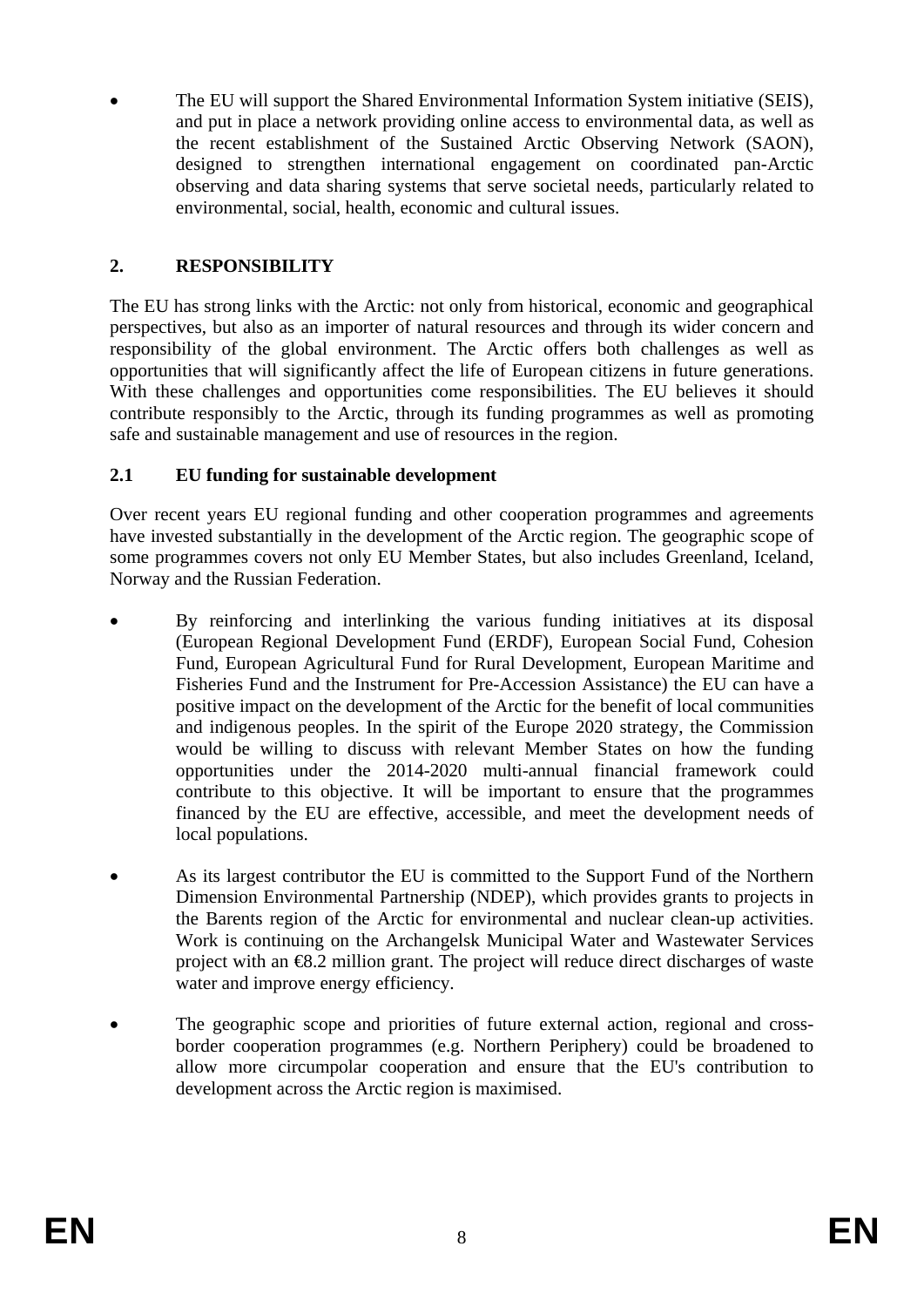- The EU will support the Shared Environmental Information System initiative (SEIS), and put in place a network providing online access to environmental data, as well as the recent establishment of the Sustained Arctic Observing Network (SAON), designed to strengthen international engagement on coordinated pan-Arctic observing and data sharing systems that serve societal needs, particularly related to environmental, social, health, economic and cultural issues.

## 2. RESPONSIBILITY

The EU has strong links with the Arctic: not only from historical, economic and geographical perspectives, but also as an importer of natural resources and through its wider concern and responsibility of the global environment. The Arctic offers both challenges as well as opportunities that will significantly affect the life of European citizens in future generations. With these challenges and opportunities come responsibilities. The EU believes it should contribute responsibly to the Arctic, through its funding programmes as well as promoting safe and sustainable management and use of resources in the region.

### 2.1 EU funding for sustainable development

Over recent years EU regional funding and other cooperation programmes and agreements have invested substantially in the development of the Arctic region. The geographic scope of some programmes covers not only EU Member States, but also includes Greenland, Iceland, Norway and the Russian Federation.

- By reinforcing and interlinking the various funding initiatives at its disposal (European Regional Development Fund (ERDF), European Social Fund, Cohesion Fund, European Agricultural Fund for Rural Development, European Maritime and Fisheries Fund and the Instrument for Pre-Accession Assistance) the EU can have a positive impact on the development of the Arctic for the benefit of local communities and indigenous peoples. In the spirit of the Europe 2020 strategy, the Commission would be willing to discuss with relevant Member States on how the funding opportunities under the 2014-2020 multi-annual financial framework could contribute to this objective. It will be important to ensure that the programmes financed by the EU are effective, accessible, and meet the development needs of local populations.

- As its largest contributor the EU is committed to the Support Fund of the Northern Dimension Environmental Partnership (NDEP), which provides grants to projects in the Barents region of the Arctic for environmental and nuclear clean-up activities. Work is continuing on the Archangelsk Municipal Water and Wastewater Services project with an €8.2 million grant. The project will reduce direct discharges of waste water and improve energy efficiency.

- The geographic scope and priorities of future external action, regional and cross-border cooperation programmes (e.g. Northern Periphery) could be broadened to allow more circumpolar cooperation and ensure that the EU's contribution to development across the Arctic region is maximised.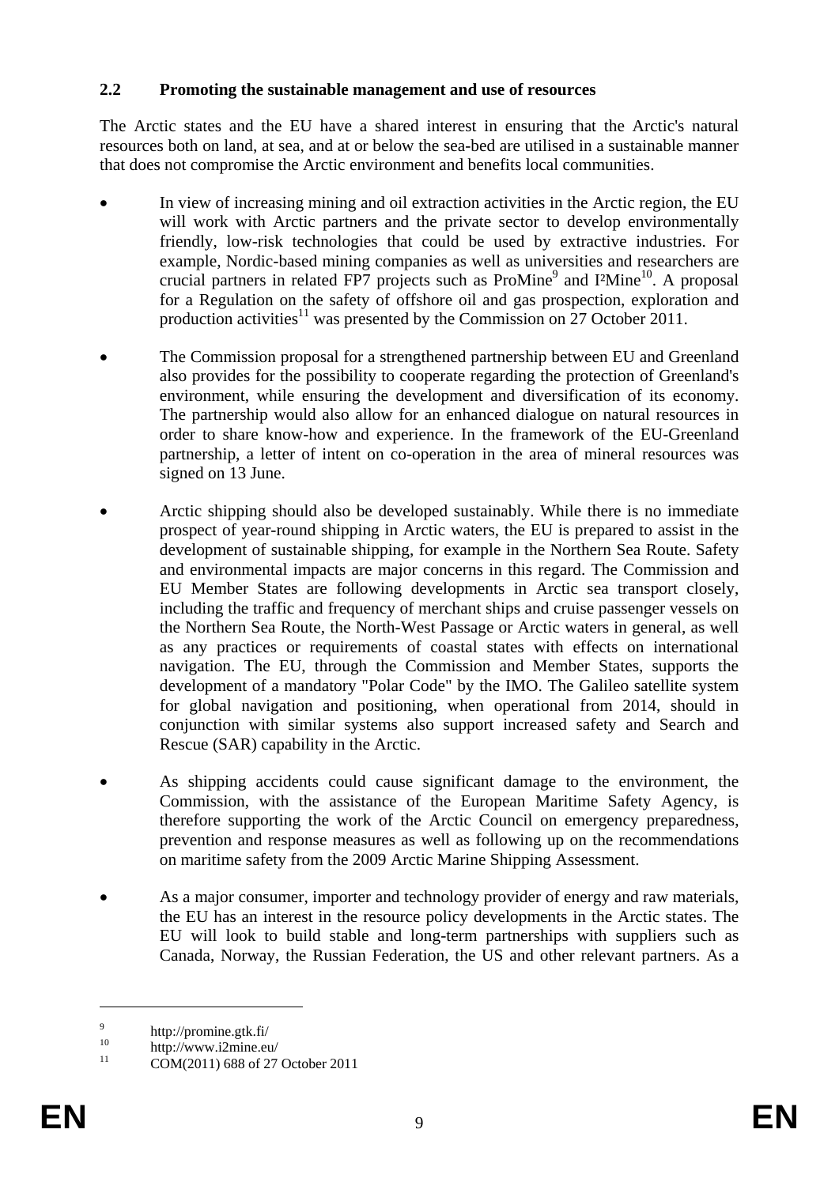## 2.2 Promoting the sustainable management and use of resources

The Arctic states and the EU have a shared interest in ensuring that the Arctic's natural resources both on land, at sea, and at or below the sea-bed are utilised in a sustainable manner that does not compromise the Arctic environment and benefits local communities.

- In view of increasing mining and oil extraction activities in the Arctic region, the EU will work with Arctic partners and the private sector to develop environmentally friendly, low-risk technologies that could be used by extractive industries. For example, Nordic-based mining companies as well as universities and researchers are crucial partners in related FP7 projects such as ProMine[9] and I²Mine[10]. A proposal for a Regulation on the safety of offshore oil and gas prospection, exploration and production activities[11] was presented by the Commission on 27 October 2011.

- The Commission proposal for a strengthened partnership between EU and Greenland also provides for the possibility to cooperate regarding the protection of Greenland's environment, while ensuring the development and diversification of its economy. The partnership would also allow for an enhanced dialogue on natural resources in order to share know-how and experience. In the framework of the EU-Greenland partnership, a letter of intent on co-operation in the area of mineral resources was signed on 13 June.

- Arctic shipping should also be developed sustainably. While there is no immediate prospect of year-round shipping in Arctic waters, the EU is prepared to assist in the development of sustainable shipping, for example in the Northern Sea Route. Safety and environmental impacts are major concerns in this regard. The Commission and EU Member States are following developments in Arctic sea transport closely, including the traffic and frequency of merchant ships and cruise passenger vessels on the Northern Sea Route, the North-West Passage or Arctic waters in general, as well as any practices or requirements of coastal states with effects on international navigation. The EU, through the Commission and Member States, supports the development of a mandatory "Polar Code" by the IMO. The Galileo satellite system for global navigation and positioning, when operational from 2014, should in conjunction with similar systems also support increased safety and Search and Rescue (SAR) capability in the Arctic.

- As shipping accidents could cause significant damage to the environment, the Commission, with the assistance of the European Maritime Safety Agency, is therefore supporting the work of the Arctic Council on emergency preparedness, prevention and response measures as well as following up on the recommendations on maritime safety from the 2009 Arctic Marine Shipping Assessment.

- As a major consumer, importer and technology provider of energy and raw materials, the EU has an interest in the resource policy developments in the Arctic states. The EU will look to build stable and long-term partnerships with suppliers such as Canada, Norway, the Russian Federation, the US and other relevant partners. As a

---

[9] http://promine.gtk.fi/

[10] http://www.i2mine.eu/

[11] COM(2011) 688 of 27 October 2011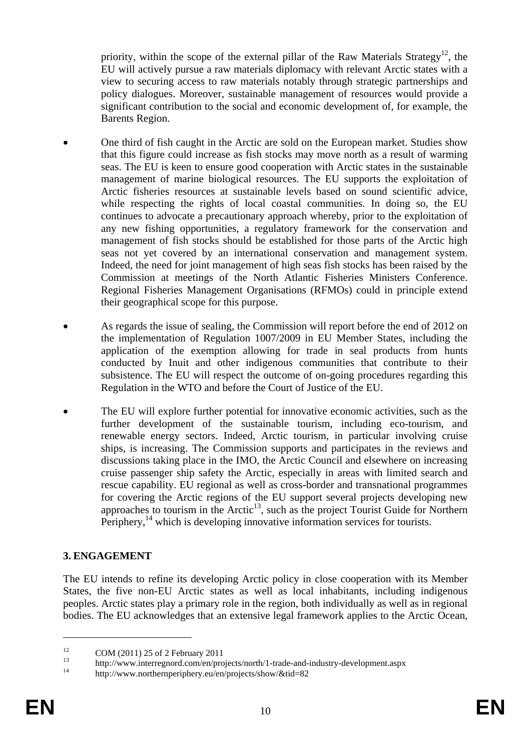priority, within the scope of the external pillar of the Raw Materials Strategy[12], the EU will actively pursue a raw materials diplomacy with relevant Arctic states with a view to securing access to raw materials notably through strategic partnerships and policy dialogues. Moreover, sustainable management of resources would provide a significant contribution to the social and economic development of, for example, the Barents Region.

- One third of fish caught in the Arctic are sold on the European market. Studies show that this figure could increase as fish stocks may move north as a result of warming seas. The EU is keen to ensure good cooperation with Arctic states in the sustainable management of marine biological resources. The EU supports the exploitation of Arctic fisheries resources at sustainable levels based on sound scientific advice, while respecting the rights of local coastal communities. In doing so, the EU continues to advocate a precautionary approach whereby, prior to the exploitation of any new fishing opportunities, a regulatory framework for the conservation and management of fish stocks should be established for those parts of the Arctic high seas not yet covered by an international conservation and management system. Indeed, the need for joint management of high seas fish stocks has been raised by the Commission at meetings of the North Atlantic Fisheries Ministers Conference. Regional Fisheries Management Organisations (RFMOs) could in principle extend their geographical scope for this purpose.

- As regards the issue of sealing, the Commission will report before the end of 2012 on the implementation of Regulation 1007/2009 in EU Member States, including the application of the exemption allowing for trade in seal products from hunts conducted by Inuit and other indigenous communities that contribute to their subsistence. The EU will respect the outcome of on-going procedures regarding this Regulation in the WTO and before the Court of Justice of the EU.

- The EU will explore further potential for innovative economic activities, such as the further development of the sustainable tourism, including eco-tourism, and renewable energy sectors. Indeed, Arctic tourism, in particular involving cruise ships, is increasing. The Commission supports and participates in the reviews and discussions taking place in the IMO, the Arctic Council and elsewhere on increasing cruise passenger ship safety the Arctic, especially in areas with limited search and rescue capability. EU regional as well as cross-border and transnational programmes for covering the Arctic regions of the EU support several projects developing new approaches to tourism in the Arctic[13], such as the project Tourist Guide for Northern Periphery,[14] which is developing innovative information services for tourists.

## 3. ENGAGEMENT

The EU intends to refine its developing Arctic policy in close cooperation with its Member States, the five non-EU Arctic states as well as local inhabitants, including indigenous peoples. Arctic states play a primary role in the region, both individually as well as in regional bodies. The EU acknowledges that an extensive legal framework applies to the Arctic Ocean,

---

[12] COM (2011) 25 of 2 February 2011

[13] http://www.interregnord.com/en/projects/north/1-trade-and-industry-development.aspx

[14] http://www.northernperiphery.eu/en/projects/show/&tid=82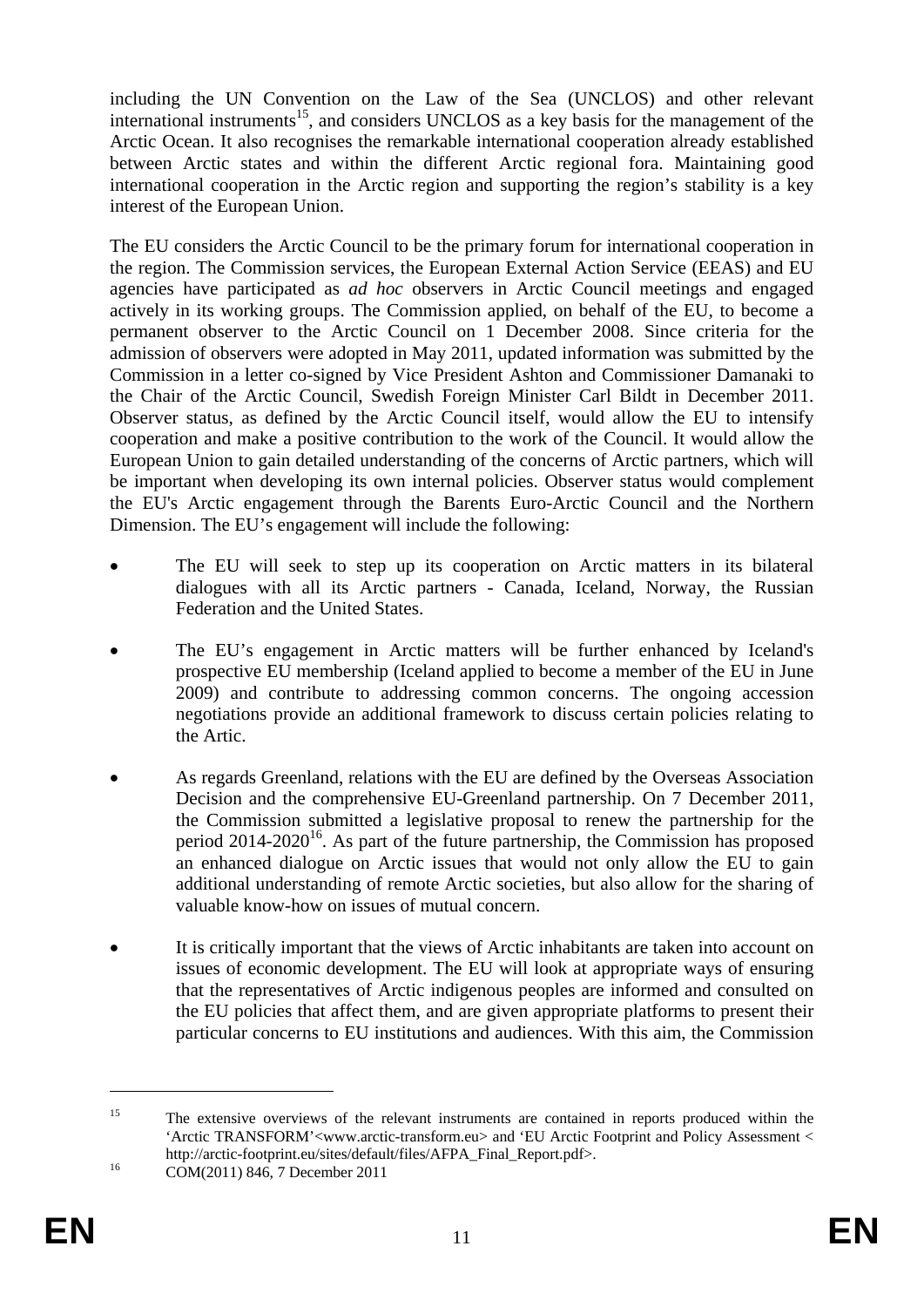including the UN Convention on the Law of the Sea (UNCLOS) and other relevant international instruments[15], and considers UNCLOS as a key basis for the management of the Arctic Ocean. It also recognises the remarkable international cooperation already established between Arctic states and within the different Arctic regional fora. Maintaining good international cooperation in the Arctic region and supporting the region's stability is a key interest of the European Union.

The EU considers the Arctic Council to be the primary forum for international cooperation in the region. The Commission services, the European External Action Service (EEAS) and EU agencies have participated as *ad hoc* observers in Arctic Council meetings and engaged actively in its working groups. The Commission applied, on behalf of the EU, to become a permanent observer to the Arctic Council on 1 December 2008. Since criteria for the admission of observers were adopted in May 2011, updated information was submitted by the Commission in a letter co-signed by Vice President Ashton and Commissioner Damanaki to the Chair of the Arctic Council, Swedish Foreign Minister Carl Bildt in December 2011. Observer status, as defined by the Arctic Council itself, would allow the EU to intensify cooperation and make a positive contribution to the work of the Council. It would allow the European Union to gain detailed understanding of the concerns of Arctic partners, which will be important when developing its own internal policies. Observer status would complement the EU's Arctic engagement through the Barents Euro-Arctic Council and the Northern Dimension. The EU's engagement will include the following:

- The EU will seek to step up its cooperation on Arctic matters in its bilateral dialogues with all its Arctic partners - Canada, Iceland, Norway, the Russian Federation and the United States.
- The EU's engagement in Arctic matters will be further enhanced by Iceland's prospective EU membership (Iceland applied to become a member of the EU in June 2009) and contribute to addressing common concerns. The ongoing accession negotiations provide an additional framework to discuss certain policies relating to the Artic.
- As regards Greenland, relations with the EU are defined by the Overseas Association Decision and the comprehensive EU-Greenland partnership. On 7 December 2011, the Commission submitted a legislative proposal to renew the partnership for the period 2014-2020[16]. As part of the future partnership, the Commission has proposed an enhanced dialogue on Arctic issues that would not only allow the EU to gain additional understanding of remote Arctic societies, but also allow for the sharing of valuable know-how on issues of mutual concern.
- It is critically important that the views of Arctic inhabitants are taken into account on issues of economic development. The EU will look at appropriate ways of ensuring that the representatives of Arctic indigenous peoples are informed and consulted on the EU policies that affect them, and are given appropriate platforms to present their particular concerns to EU institutions and audiences. With this aim, the Commission

---

[15] The extensive overviews of the relevant instruments are contained in reports produced within the 'Arctic TRANSFORM'<www.arctic-transform.eu> and 'EU Arctic Footprint and Policy Assessment < http://arctic-footprint.eu/sites/default/files/AFPA_Final_Report.pdf>.

[16] COM(2011) 846, 7 December 2011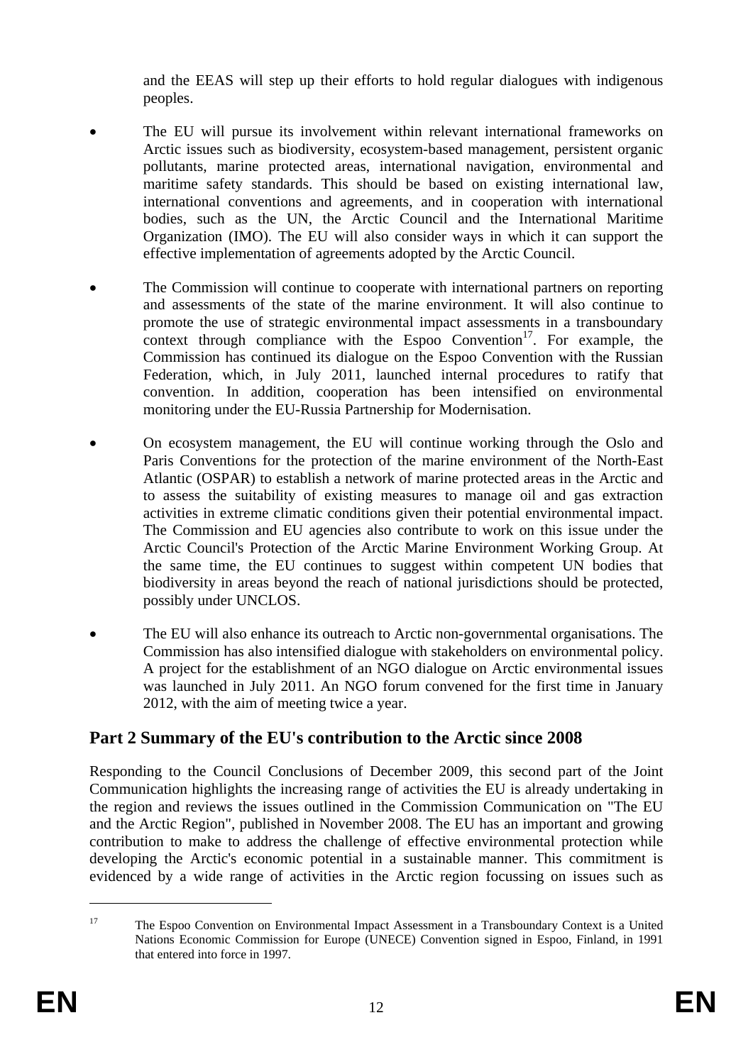and the EEAS will step up their efforts to hold regular dialogues with indigenous peoples.

- The EU will pursue its involvement within relevant international frameworks on Arctic issues such as biodiversity, ecosystem-based management, persistent organic pollutants, marine protected areas, international navigation, environmental and maritime safety standards. This should be based on existing international law, international conventions and agreements, and in cooperation with international bodies, such as the UN, the Arctic Council and the International Maritime Organization (IMO). The EU will also consider ways in which it can support the effective implementation of agreements adopted by the Arctic Council.

- The Commission will continue to cooperate with international partners on reporting and assessments of the state of the marine environment. It will also continue to promote the use of strategic environmental impact assessments in a transboundary context through compliance with the Espoo Convention[17]. For example, the Commission has continued its dialogue on the Espoo Convention with the Russian Federation, which, in July 2011, launched internal procedures to ratify that convention. In addition, cooperation has been intensified on environmental monitoring under the EU-Russia Partnership for Modernisation.

- On ecosystem management, the EU will continue working through the Oslo and Paris Conventions for the protection of the marine environment of the North-East Atlantic (OSPAR) to establish a network of marine protected areas in the Arctic and to assess the suitability of existing measures to manage oil and gas extraction activities in extreme climatic conditions given their potential environmental impact. The Commission and EU agencies also contribute to work on this issue under the Arctic Council's Protection of the Arctic Marine Environment Working Group. At the same time, the EU continues to suggest within competent UN bodies that biodiversity in areas beyond the reach of national jurisdictions should be protected, possibly under UNCLOS.

- The EU will also enhance its outreach to Arctic non-governmental organisations. The Commission has also intensified dialogue with stakeholders on environmental policy. A project for the establishment of an NGO dialogue on Arctic environmental issues was launched in July 2011. An NGO forum convened for the first time in January 2012, with the aim of meeting twice a year.

## Part 2 Summary of the EU's contribution to the Arctic since 2008

Responding to the Council Conclusions of December 2009, this second part of the Joint Communication highlights the increasing range of activities the EU is already undertaking in the region and reviews the issues outlined in the Commission Communication on "The EU and the Arctic Region", published in November 2008. The EU has an important and growing contribution to make to address the challenge of effective environmental protection while developing the Arctic's economic potential in a sustainable manner. This commitment is evidenced by a wide range of activities in the Arctic region focussing on issues such as

---

[17] The Espoo Convention on Environmental Impact Assessment in a Transboundary Context is a United Nations Economic Commission for Europe (UNECE) Convention signed in Espoo, Finland, in 1991 that entered into force in 1997.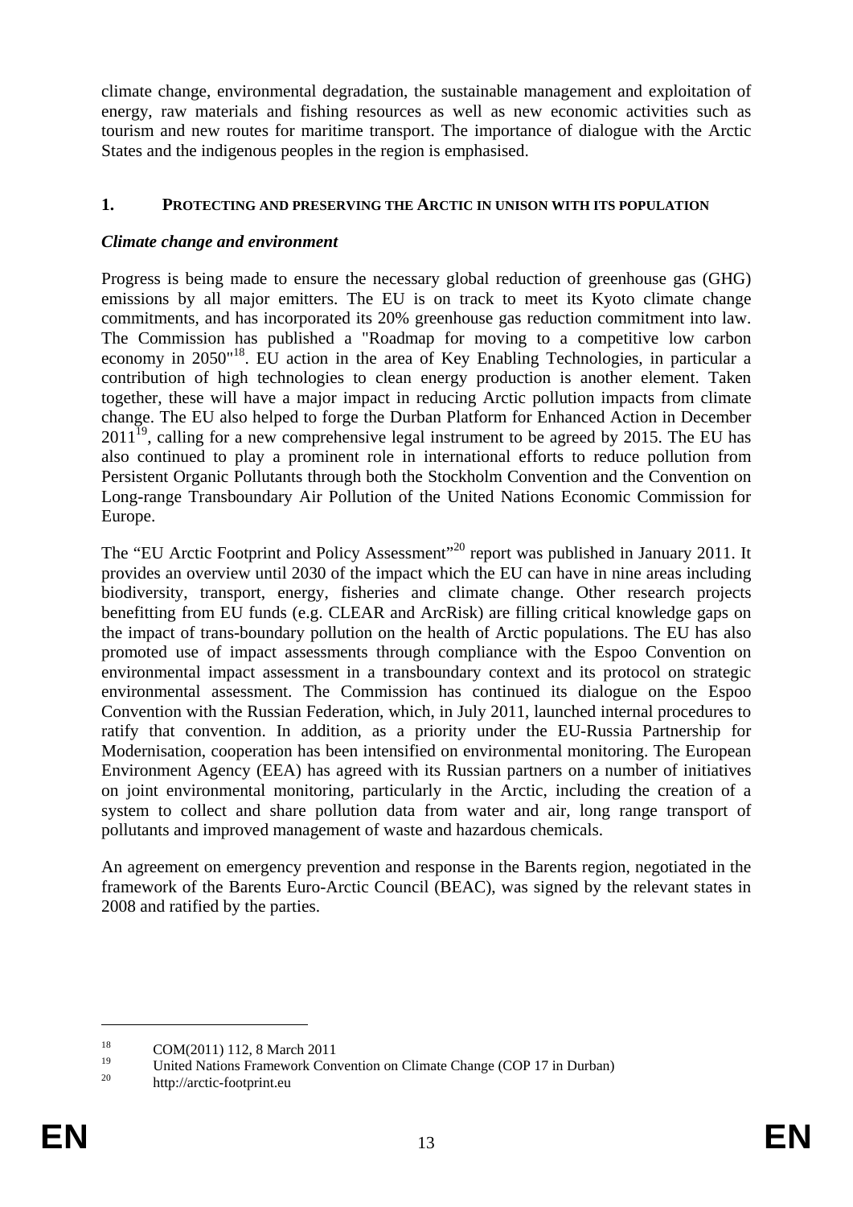climate change, environmental degradation, the sustainable management and exploitation of energy, raw materials and fishing resources as well as new economic activities such as tourism and new routes for maritime transport. The importance of dialogue with the Arctic States and the indigenous peoples in the region is emphasised.

## 1. PROTECTING AND PRESERVING THE ARCTIC IN UNISON WITH ITS POPULATION

### *Climate change and environment*

Progress is being made to ensure the necessary global reduction of greenhouse gas (GHG) emissions by all major emitters. The EU is on track to meet its Kyoto climate change commitments, and has incorporated its 20% greenhouse gas reduction commitment into law. The Commission has published a "Roadmap for moving to a competitive low carbon economy in 2050"[18]. EU action in the area of Key Enabling Technologies, in particular a contribution of high technologies to clean energy production is another element. Taken together, these will have a major impact in reducing Arctic pollution impacts from climate change. The EU also helped to forge the Durban Platform for Enhanced Action in December 2011[19], calling for a new comprehensive legal instrument to be agreed by 2015. The EU has also continued to play a prominent role in international efforts to reduce pollution from Persistent Organic Pollutants through both the Stockholm Convention and the Convention on Long-range Transboundary Air Pollution of the United Nations Economic Commission for Europe.

The "EU Arctic Footprint and Policy Assessment"[20] report was published in January 2011. It provides an overview until 2030 of the impact which the EU can have in nine areas including biodiversity, transport, energy, fisheries and climate change. Other research projects benefitting from EU funds (e.g. CLEAR and ArcRisk) are filling critical knowledge gaps on the impact of trans-boundary pollution on the health of Arctic populations. The EU has also promoted use of impact assessments through compliance with the Espoo Convention on environmental impact assessment in a transboundary context and its protocol on strategic environmental assessment. The Commission has continued its dialogue on the Espoo Convention with the Russian Federation, which, in July 2011, launched internal procedures to ratify that convention. In addition, as a priority under the EU-Russia Partnership for Modernisation, cooperation has been intensified on environmental monitoring. The European Environment Agency (EEA) has agreed with its Russian partners on a number of initiatives on joint environmental monitoring, particularly in the Arctic, including the creation of a system to collect and share pollution data from water and air, long range transport of pollutants and improved management of waste and hazardous chemicals.

An agreement on emergency prevention and response in the Barents region, negotiated in the framework of the Barents Euro-Arctic Council (BEAC), was signed by the relevant states in 2008 and ratified by the parties.

---

[18] COM(2011) 112, 8 March 2011

[19] United Nations Framework Convention on Climate Change (COP 17 in Durban)

[20] http://arctic-footprint.eu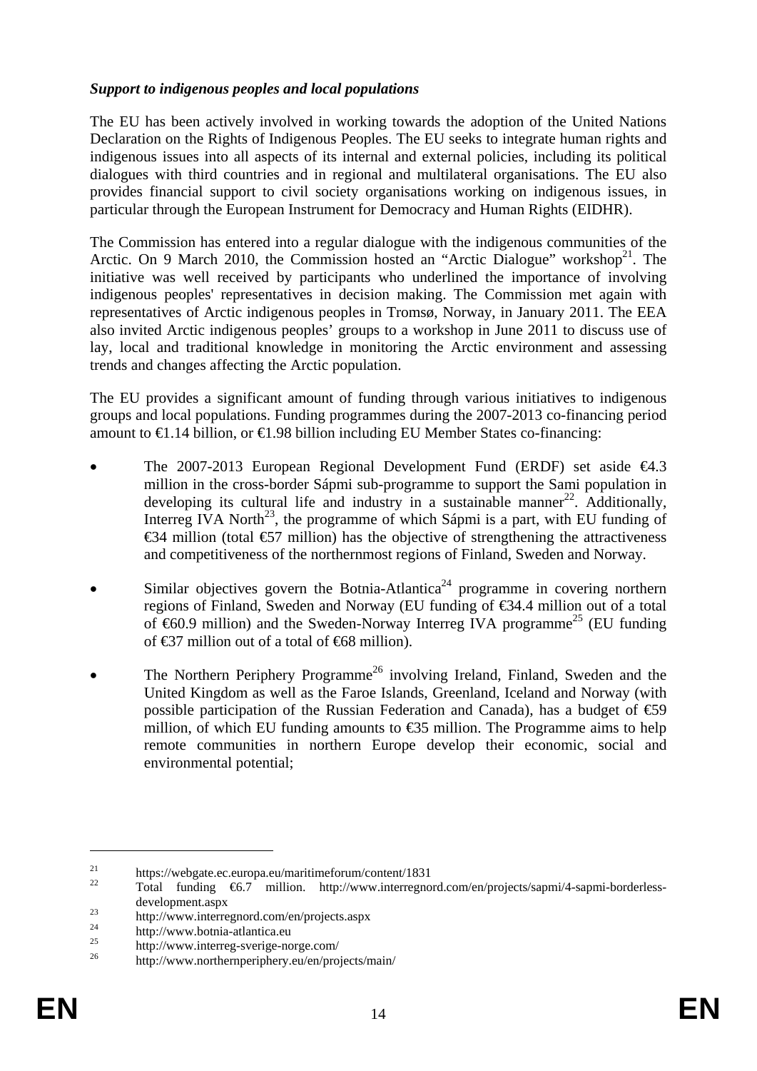***Support to indigenous peoples and local populations***

The EU has been actively involved in working towards the adoption of the United Nations Declaration on the Rights of Indigenous Peoples. The EU seeks to integrate human rights and indigenous issues into all aspects of its internal and external policies, including its political dialogues with third countries and in regional and multilateral organisations. The EU also provides financial support to civil society organisations working on indigenous issues, in particular through the European Instrument for Democracy and Human Rights (EIDHR).

The Commission has entered into a regular dialogue with the indigenous communities of the Arctic. On 9 March 2010, the Commission hosted an "Arctic Dialogue" workshop[21]. The initiative was well received by participants who underlined the importance of involving indigenous peoples' representatives in decision making. The Commission met again with representatives of Arctic indigenous peoples in Tromsø, Norway, in January 2011. The EEA also invited Arctic indigenous peoples' groups to a workshop in June 2011 to discuss use of lay, local and traditional knowledge in monitoring the Arctic environment and assessing trends and changes affecting the Arctic population.

The EU provides a significant amount of funding through various initiatives to indigenous groups and local populations. Funding programmes during the 2007-2013 co-financing period amount to €1.14 billion, or €1.98 billion including EU Member States co-financing:

- The 2007-2013 European Regional Development Fund (ERDF) set aside €4.3 million in the cross-border Sápmi sub-programme to support the Sami population in developing its cultural life and industry in a sustainable manner[22]. Additionally, Interreg IVA North[23], the programme of which Sápmi is a part, with EU funding of €34 million (total €57 million) has the objective of strengthening the attractiveness and competitiveness of the northernmost regions of Finland, Sweden and Norway.
- Similar objectives govern the Botnia-Atlantica[24] programme in covering northern regions of Finland, Sweden and Norway (EU funding of €34.4 million out of a total of €60.9 million) and the Sweden-Norway Interreg IVA programme[25] (EU funding of €37 million out of a total of €68 million).
- The Northern Periphery Programme[26] involving Ireland, Finland, Sweden and the United Kingdom as well as the Faroe Islands, Greenland, Iceland and Norway (with possible participation of the Russian Federation and Canada), has a budget of €59 million, of which EU funding amounts to €35 million. The Programme aims to help remote communities in northern Europe develop their economic, social and environmental potential;

---

[21] https://webgate.ec.europa.eu/maritimeforum/content/1831

[22] Total funding €6.7 million. http://www.interregnord.com/en/projects/sapmi/4-sapmi-borderless-development.aspx

[23] http://www.interregnord.com/en/projects.aspx

[24] http://www.botnia-atlantica.eu

[25] http://www.interreg-sverige-norge.com/

[26] http://www.northernperiphery.eu/en/projects/main/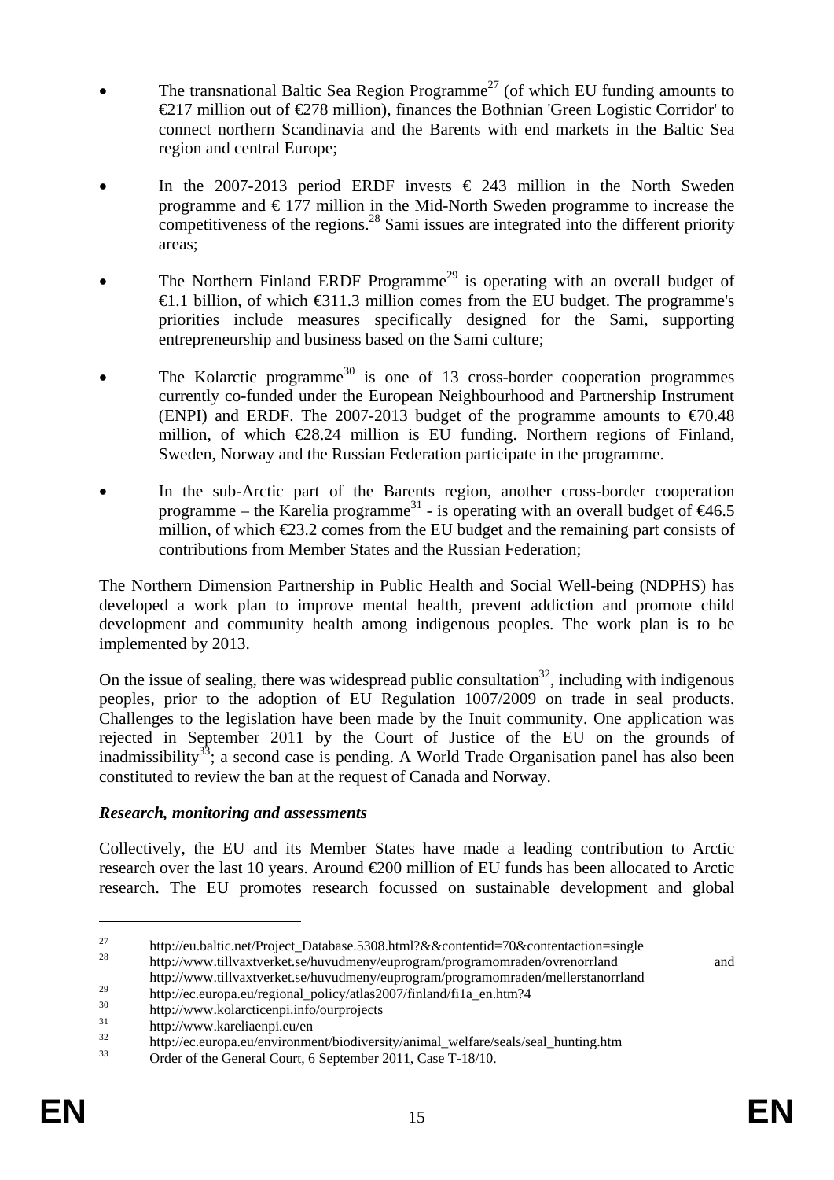- The transnational Baltic Sea Region Programme[27] (of which EU funding amounts to €217 million out of €278 million), finances the Bothnian 'Green Logistic Corridor' to connect northern Scandinavia and the Barents with end markets in the Baltic Sea region and central Europe;

- In the 2007-2013 period ERDF invests € 243 million in the North Sweden programme and € 177 million in the Mid-North Sweden programme to increase the competitiveness of the regions.[28] Sami issues are integrated into the different priority areas;

- The Northern Finland ERDF Programme[29] is operating with an overall budget of €1.1 billion, of which €311.3 million comes from the EU budget. The programme's priorities include measures specifically designed for the Sami, supporting entrepreneurship and business based on the Sami culture;

- The Kolarctic programme[30] is one of 13 cross-border cooperation programmes currently co-funded under the European Neighbourhood and Partnership Instrument (ENPI) and ERDF. The 2007-2013 budget of the programme amounts to €70.48 million, of which €28.24 million is EU funding. Northern regions of Finland, Sweden, Norway and the Russian Federation participate in the programme.

- In the sub-Arctic part of the Barents region, another cross-border cooperation programme – the Karelia programme[31] - is operating with an overall budget of €46.5 million, of which €23.2 comes from the EU budget and the remaining part consists of contributions from Member States and the Russian Federation;

The Northern Dimension Partnership in Public Health and Social Well-being (NDPHS) has developed a work plan to improve mental health, prevent addiction and promote child development and community health among indigenous peoples. The work plan is to be implemented by 2013.

On the issue of sealing, there was widespread public consultation[32], including with indigenous peoples, prior to the adoption of EU Regulation 1007/2009 on trade in seal products. Challenges to the legislation have been made by the Inuit community. One application was rejected in September 2011 by the Court of Justice of the EU on the grounds of inadmissibility[33]; a second case is pending. A World Trade Organisation panel has also been constituted to review the ban at the request of Canada and Norway.

***Research, monitoring and assessments***

Collectively, the EU and its Member States have made a leading contribution to Arctic research over the last 10 years. Around €200 million of EU funds has been allocated to Arctic research. The EU promotes research focussed on sustainable development and global

---

[27] http://eu.baltic.net/Project_Database.5308.html?&&contentid=70&contentaction=single

[28] http://www.tillvaxtverket.se/huvudmeny/euprogram/programomraden/ovrenorrland and http://www.tillvaxtverket.se/huvudmeny/euprogram/programomraden/mellerstanorrland

[29] http://ec.europa.eu/regional_policy/atlas2007/finland/fi1a_en.htm?4

[30] http://www.kolarcticenpi.info/ourprojects

[31] http://www.kareliaenpi.eu/en

[32] http://ec.europa.eu/environment/biodiversity/animal_welfare/seals/seal_hunting.htm

[33] Order of the General Court, 6 September 2011, Case T-18/10.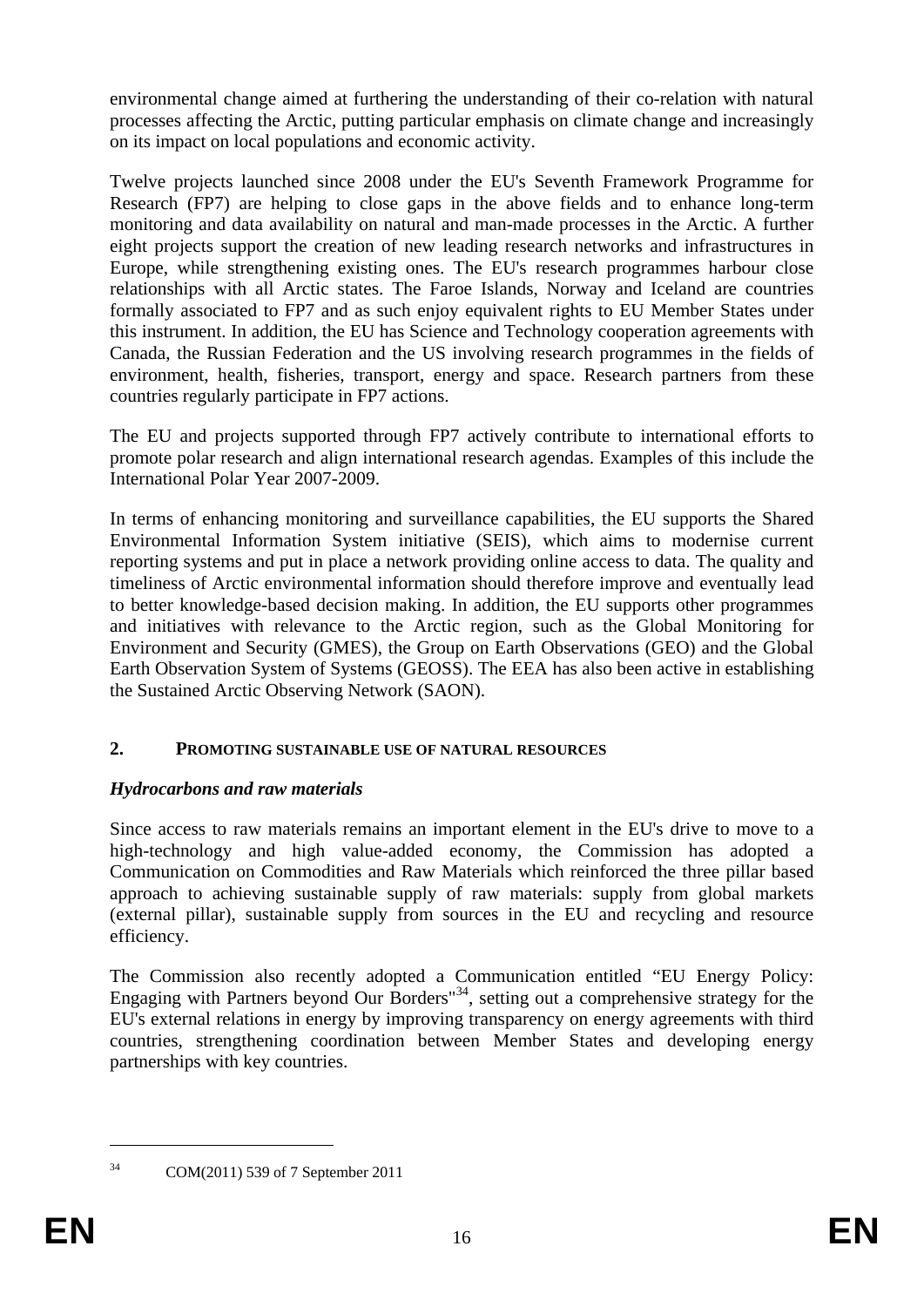environmental change aimed at furthering the understanding of their co-relation with natural processes affecting the Arctic, putting particular emphasis on climate change and increasingly on its impact on local populations and economic activity.

Twelve projects launched since 2008 under the EU's Seventh Framework Programme for Research (FP7) are helping to close gaps in the above fields and to enhance long-term monitoring and data availability on natural and man-made processes in the Arctic. A further eight projects support the creation of new leading research networks and infrastructures in Europe, while strengthening existing ones. The EU's research programmes harbour close relationships with all Arctic states. The Faroe Islands, Norway and Iceland are countries formally associated to FP7 and as such enjoy equivalent rights to EU Member States under this instrument. In addition, the EU has Science and Technology cooperation agreements with Canada, the Russian Federation and the US involving research programmes in the fields of environment, health, fisheries, transport, energy and space. Research partners from these countries regularly participate in FP7 actions.

The EU and projects supported through FP7 actively contribute to international efforts to promote polar research and align international research agendas. Examples of this include the International Polar Year 2007-2009.

In terms of enhancing monitoring and surveillance capabilities, the EU supports the Shared Environmental Information System initiative (SEIS), which aims to modernise current reporting systems and put in place a network providing online access to data. The quality and timeliness of Arctic environmental information should therefore improve and eventually lead to better knowledge-based decision making. In addition, the EU supports other programmes and initiatives with relevance to the Arctic region, such as the Global Monitoring for Environment and Security (GMES), the Group on Earth Observations (GEO) and the Global Earth Observation System of Systems (GEOSS). The EEA has also been active in establishing the Sustained Arctic Observing Network (SAON).

## 2. PROMOTING SUSTAINABLE USE OF NATURAL RESOURCES

### *Hydrocarbons and raw materials*

Since access to raw materials remains an important element in the EU's drive to move to a high-technology and high value-added economy, the Commission has adopted a Communication on Commodities and Raw Materials which reinforced the three pillar based approach to achieving sustainable supply of raw materials: supply from global markets (external pillar), sustainable supply from sources in the EU and recycling and resource efficiency.

The Commission also recently adopted a Communication entitled "EU Energy Policy: Engaging with Partners beyond Our Borders"[34], setting out a comprehensive strategy for the EU's external relations in energy by improving transparency on energy agreements with third countries, strengthening coordination between Member States and developing energy partnerships with key countries.

[34] COM(2011) 539 of 7 September 2011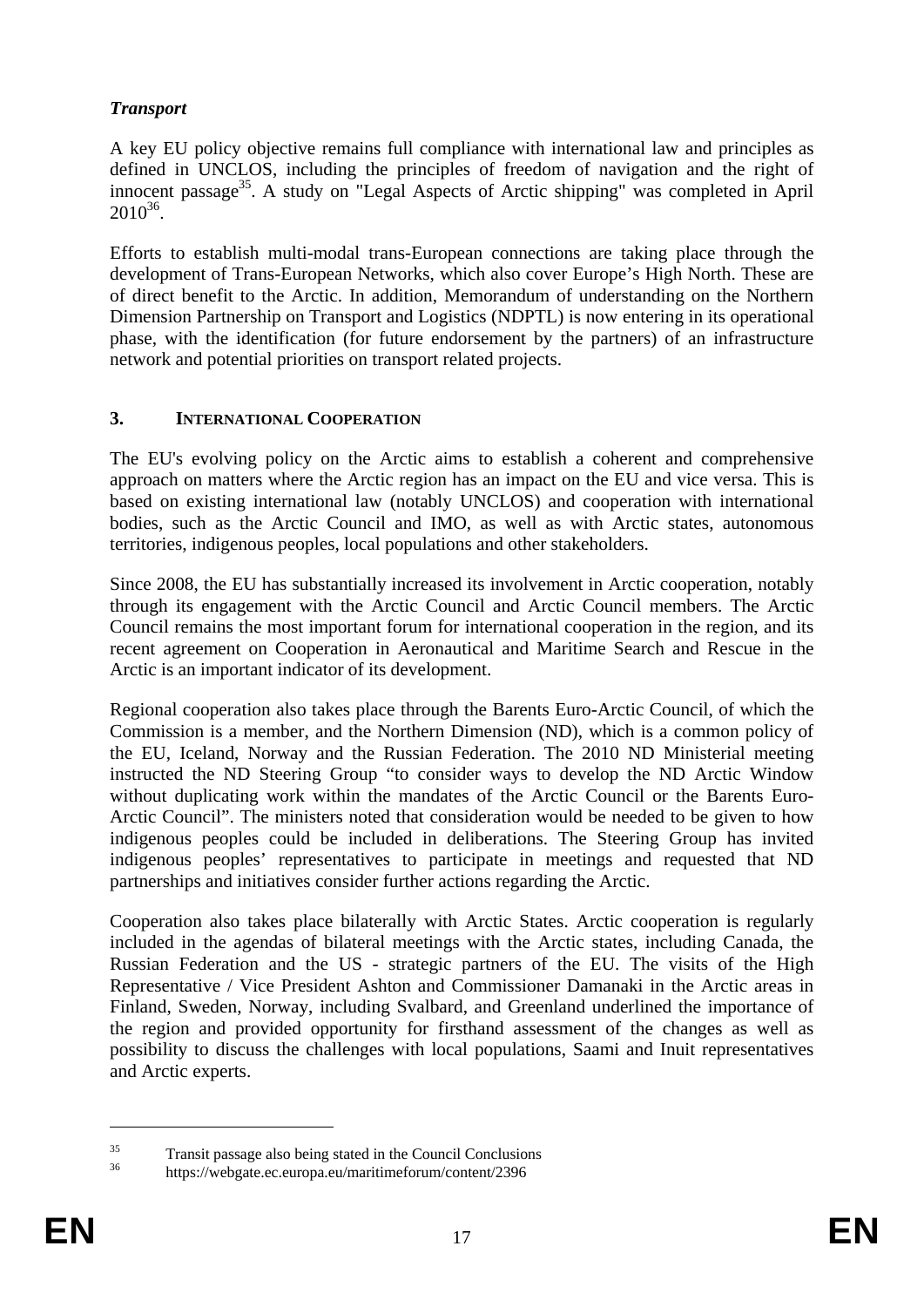### *Transport*

A key EU policy objective remains full compliance with international law and principles as defined in UNCLOS, including the principles of freedom of navigation and the right of innocent passage[35]. A study on "Legal Aspects of Arctic shipping" was completed in April 2010[36].

Efforts to establish multi-modal trans-European connections are taking place through the development of Trans-European Networks, which also cover Europe's High North. These are of direct benefit to the Arctic. In addition, Memorandum of understanding on the Northern Dimension Partnership on Transport and Logistics (NDPTL) is now entering in its operational phase, with the identification (for future endorsement by the partners) of an infrastructure network and potential priorities on transport related projects.

## 3. INTERNATIONAL COOPERATION

The EU's evolving policy on the Arctic aims to establish a coherent and comprehensive approach on matters where the Arctic region has an impact on the EU and vice versa. This is based on existing international law (notably UNCLOS) and cooperation with international bodies, such as the Arctic Council and IMO, as well as with Arctic states, autonomous territories, indigenous peoples, local populations and other stakeholders.

Since 2008, the EU has substantially increased its involvement in Arctic cooperation, notably through its engagement with the Arctic Council and Arctic Council members. The Arctic Council remains the most important forum for international cooperation in the region, and its recent agreement on Cooperation in Aeronautical and Maritime Search and Rescue in the Arctic is an important indicator of its development.

Regional cooperation also takes place through the Barents Euro-Arctic Council, of which the Commission is a member, and the Northern Dimension (ND), which is a common policy of the EU, Iceland, Norway and the Russian Federation. The 2010 ND Ministerial meeting instructed the ND Steering Group "to consider ways to develop the ND Arctic Window without duplicating work within the mandates of the Arctic Council or the Barents Euro-Arctic Council". The ministers noted that consideration would be needed to be given to how indigenous peoples could be included in deliberations. The Steering Group has invited indigenous peoples' representatives to participate in meetings and requested that ND partnerships and initiatives consider further actions regarding the Arctic.

Cooperation also takes place bilaterally with Arctic States. Arctic cooperation is regularly included in the agendas of bilateral meetings with the Arctic states, including Canada, the Russian Federation and the US - strategic partners of the EU. The visits of the High Representative / Vice President Ashton and Commissioner Damanaki in the Arctic areas in Finland, Sweden, Norway, including Svalbard, and Greenland underlined the importance of the region and provided opportunity for firsthand assessment of the changes as well as possibility to discuss the challenges with local populations, Saami and Inuit representatives and Arctic experts.

---

[35] Transit passage also being stated in the Council Conclusions

[36] https://webgate.ec.europa.eu/maritimeforum/content/2396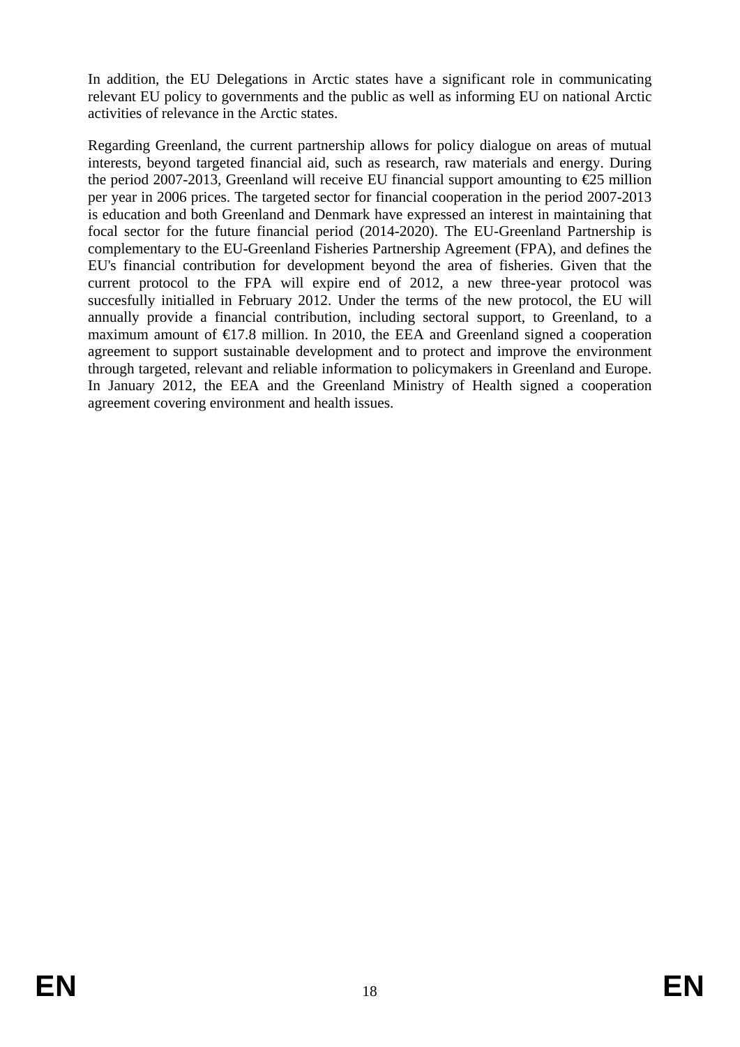In addition, the EU Delegations in Arctic states have a significant role in communicating relevant EU policy to governments and the public as well as informing EU on national Arctic activities of relevance in the Arctic states.

Regarding Greenland, the current partnership allows for policy dialogue on areas of mutual interests, beyond targeted financial aid, such as research, raw materials and energy. During the period 2007-2013, Greenland will receive EU financial support amounting to €25 million per year in 2006 prices. The targeted sector for financial cooperation in the period 2007-2013 is education and both Greenland and Denmark have expressed an interest in maintaining that focal sector for the future financial period (2014-2020). The EU-Greenland Partnership is complementary to the EU-Greenland Fisheries Partnership Agreement (FPA), and defines the EU's financial contribution for development beyond the area of fisheries. Given that the current protocol to the FPA will expire end of 2012, a new three-year protocol was succesfully initialled in February 2012. Under the terms of the new protocol, the EU will annually provide a financial contribution, including sectoral support, to Greenland, to a maximum amount of €17.8 million. In 2010, the EEA and Greenland signed a cooperation agreement to support sustainable development and to protect and improve the environment through targeted, relevant and reliable information to policymakers in Greenland and Europe. In January 2012, the EEA and the Greenland Ministry of Health signed a cooperation agreement covering environment and health issues.